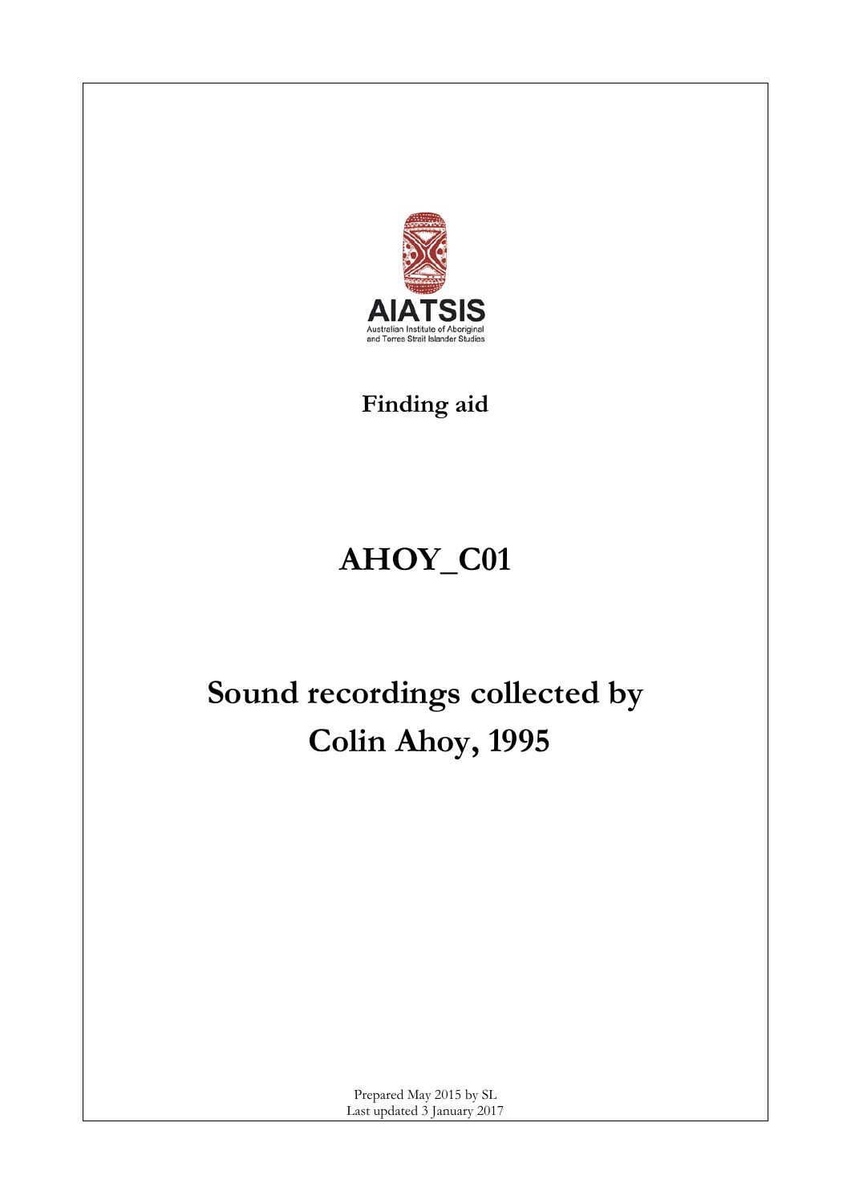AIATSIS

Australian Institute of Aboriginal and Torres Strait Islander Studies

**Finding aid**

# AHOY_C01

# Sound recordings collected by Colin Ahoy, 1995

Prepared May 2015 by SL
Last updated 3 January 2017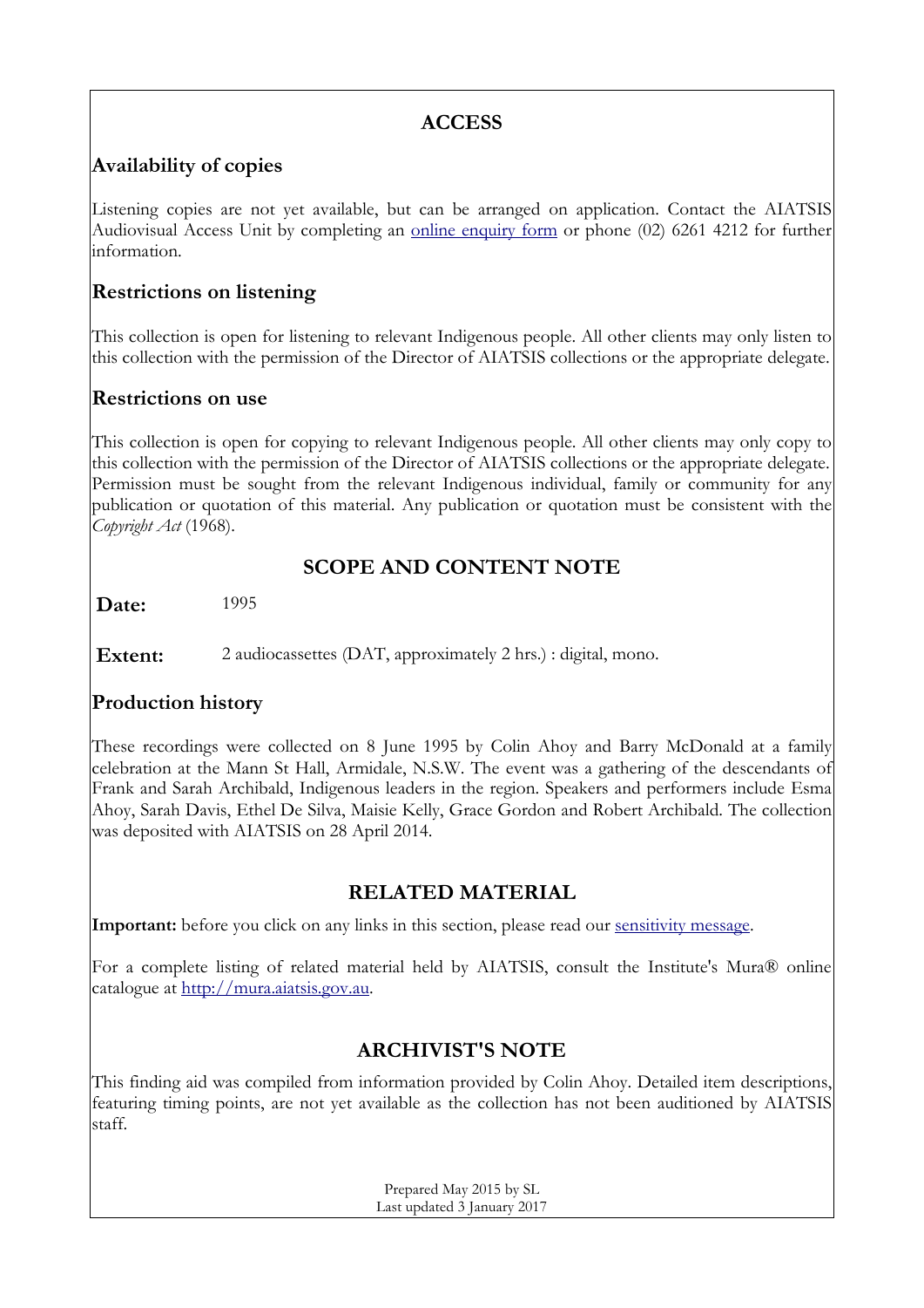## ACCESS

### Availability of copies

Listening copies are not yet available, but can be arranged on application. Contact the AIATSIS Audiovisual Access Unit by completing an [online enquiry form](online enquiry form) or phone (02) 6261 4212 for further information.

### Restrictions on listening

This collection is open for listening to relevant Indigenous people. All other clients may only listen to this collection with the permission of the Director of AIATSIS collections or the appropriate delegate.

### Restrictions on use

This collection is open for copying to relevant Indigenous people. All other clients may only copy to this collection with the permission of the Director of AIATSIS collections or the appropriate delegate. Permission must be sought from the relevant Indigenous individual, family or community for any publication or quotation of this material. Any publication or quotation must be consistent with the *Copyright Act* (1968).

## SCOPE AND CONTENT NOTE

**Date:** 1995

**Extent:** 2 audiocassettes (DAT, approximately 2 hrs.) : digital, mono.

### Production history

These recordings were collected on 8 June 1995 by Colin Ahoy and Barry McDonald at a family celebration at the Mann St Hall, Armidale, N.S.W. The event was a gathering of the descendants of Frank and Sarah Archibald, Indigenous leaders in the region. Speakers and performers include Esma Ahoy, Sarah Davis, Ethel De Silva, Maisie Kelly, Grace Gordon and Robert Archibald. The collection was deposited with AIATSIS on 28 April 2014.

## RELATED MATERIAL

**Important:** before you click on any links in this section, please read our sensitivity message.

For a complete listing of related material held by AIATSIS, consult the Institute's Mura® online catalogue at http://mura.aiatsis.gov.au.

## ARCHIVIST'S NOTE

This finding aid was compiled from information provided by Colin Ahoy. Detailed item descriptions, featuring timing points, are not yet available as the collection has not been auditioned by AIATSIS staff.

Prepared May 2015 by SL
Last updated 3 January 2017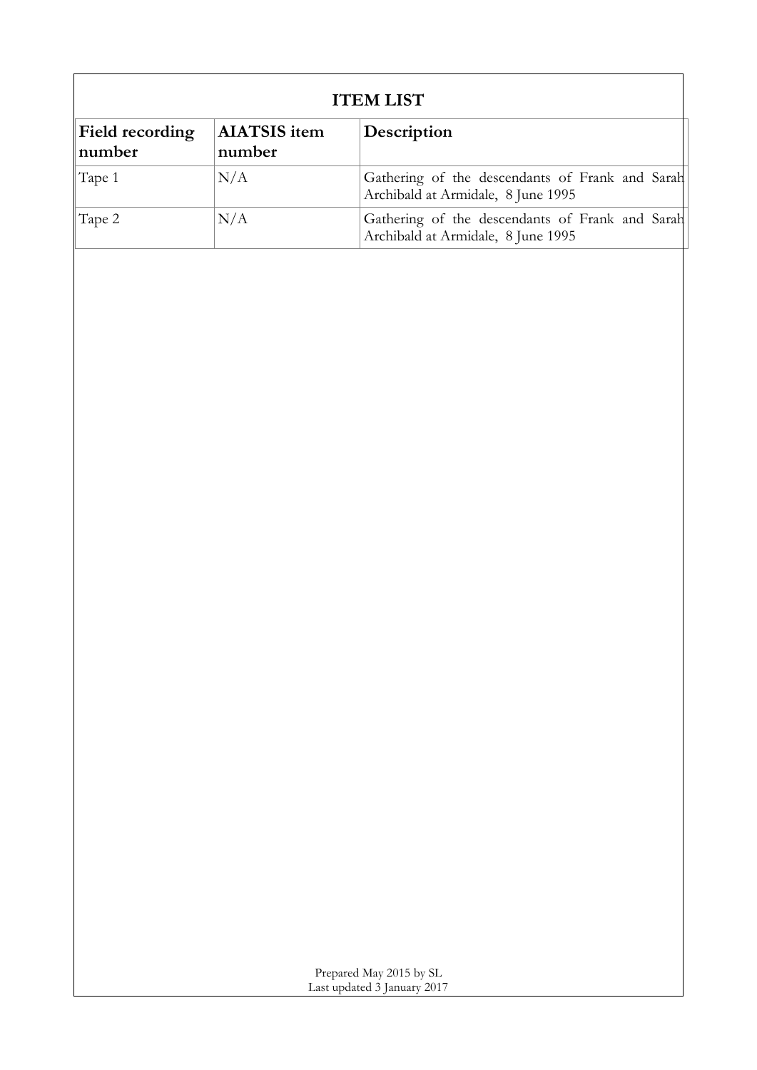## ITEM LIST

| Field recording number | AIATSIS item number | Description |
| --- | --- | --- |
| Tape 1 | N/A | Gathering of the descendants of Frank and Sarah Archibald at Armidale, 8 June 1995 |
| Tape 2 | N/A | Gathering of the descendants of Frank and Sarah Archibald at Armidale, 8 June 1995 |

Prepared May 2015 by SL
Last updated 3 January 2017